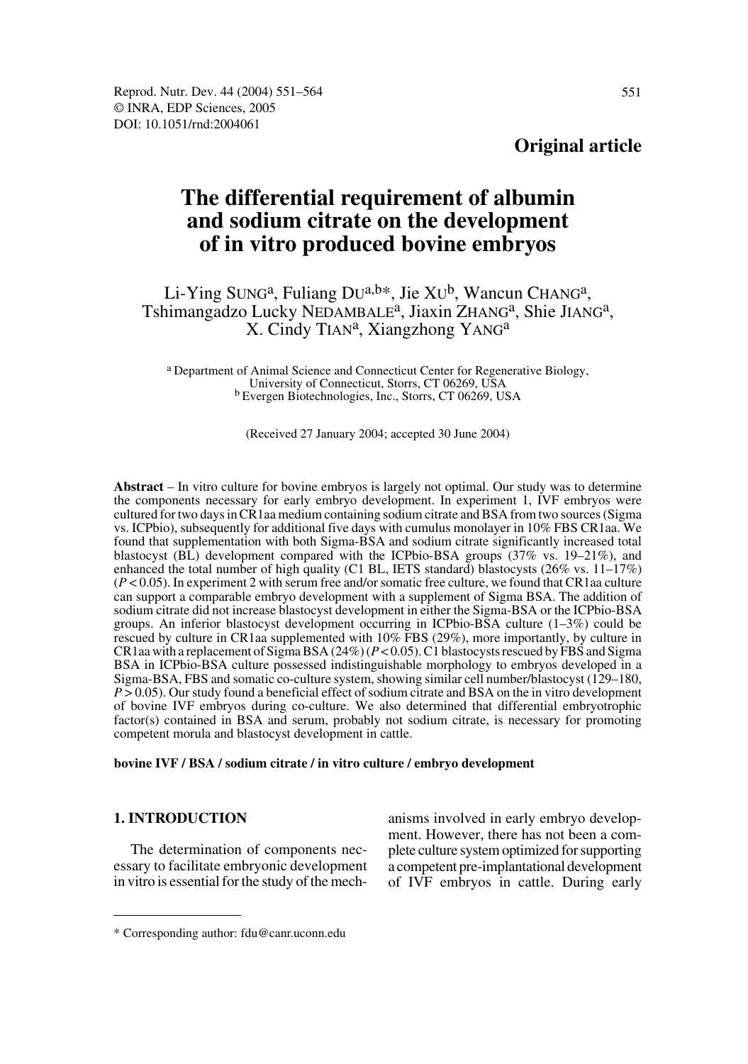**Original article**

# The differential requirement of albumin and sodium citrate on the development of in vitro produced bovine embryos

Li-Ying SUNG[a], Fuliang DU[a,b*], Jie XU[b], Wancun CHANG[a], Tshimangadzo Lucky NEDAMBALE[a], Jiaxin ZHANG[a], Shie JIANG[a], X. Cindy TIAN[a], Xiangzhong YANG[a]

[a] Department of Animal Science and Connecticut Center for Regenerative Biology, University of Connecticut, Storrs, CT 06269, USA
[b] Evergen Biotechnologies, Inc., Storrs, CT 06269, USA

(Received 27 January 2004; accepted 30 June 2004)

**Abstract** – In vitro culture for bovine embryos is largely not optimal. Our study was to determine the components necessary for early embryo development. In experiment 1, IVF embryos were cultured for two days in CR1aa medium containing sodium citrate and BSA from two sources (Sigma vs. ICPbio), subsequently for additional five days with cumulus monolayer in 10% FBS CR1aa. We found that supplementation with both Sigma-BSA and sodium citrate significantly increased total blastocyst (BL) development compared with the ICPbio-BSA groups (37% vs. 19–21%), and enhanced the total number of high quality (C1 BL, IETS standard) blastocysts (26% vs. 11–17%) ($P < 0.05$). In experiment 2 with serum free and/or somatic free culture, we found that CR1aa culture can support a comparable embryo development with a supplement of Sigma BSA. The addition of sodium citrate did not increase blastocyst development in either the Sigma-BSA or the ICPbio-BSA groups. An inferior blastocyst development occurring in ICPbio-BSA culture (1–3%) could be rescued by culture in CR1aa supplemented with 10% FBS (29%), more importantly, by culture in CR1aa with a replacement of Sigma BSA (24%) ($P < 0.05$). C1 blastocysts rescued by FBS and Sigma BSA in ICPbio-BSA culture possessed indistinguishable morphology to embryos developed in a Sigma-BSA, FBS and somatic co-culture system, showing similar cell number/blastocyst (129–180, $P > 0.05$). Our study found a beneficial effect of sodium citrate and BSA on the in vitro development of bovine IVF embryos during co-culture. We also determined that differential embryotrophic factor(s) contained in BSA and serum, probably not sodium citrate, is necessary for promoting competent morula and blastocyst development in cattle.

**bovine IVF / BSA / sodium citrate / in vitro culture / embryo development**

## 1. INTRODUCTION

The determination of components necessary to facilitate embryonic development in vitro is essential for the study of the mechanisms involved in early embryo development. However, there has not been a complete culture system optimized for supporting a competent pre-implantational development of IVF embryos in cattle. During early

\* Corresponding author: fdu@canr.uconn.edu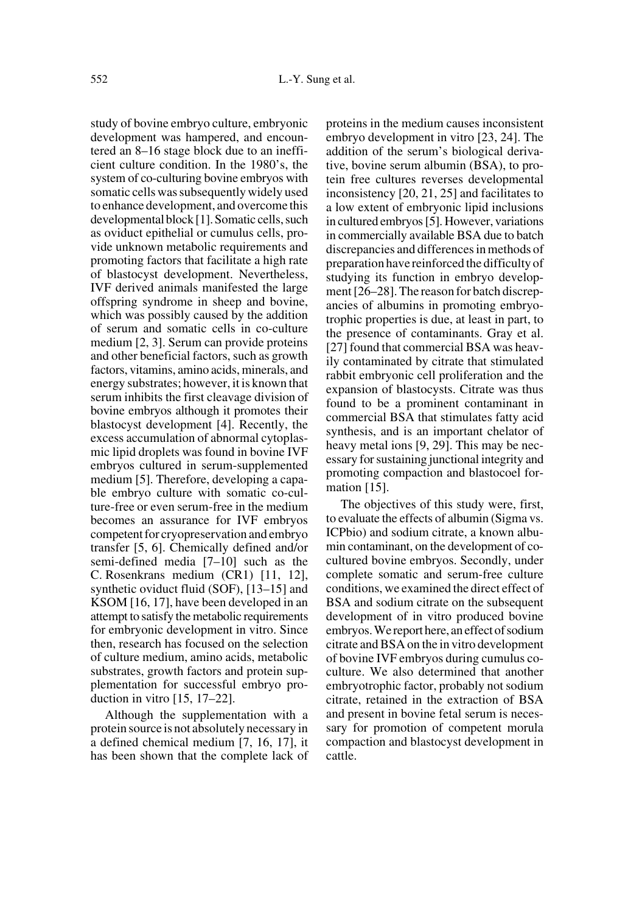study of bovine embryo culture, embryonic development was hampered, and encountered an 8–16 stage block due to an inefficient culture condition. In the 1980's, the system of co-culturing bovine embryos with somatic cells was subsequently widely used to enhance development, and overcome this developmental block [1]. Somatic cells, such as oviduct epithelial or cumulus cells, provide unknown metabolic requirements and promoting factors that facilitate a high rate of blastocyst development. Nevertheless, IVF derived animals manifested the large offspring syndrome in sheep and bovine, which was possibly caused by the addition of serum and somatic cells in co-culture medium [2, 3]. Serum can provide proteins and other beneficial factors, such as growth factors, vitamins, amino acids, minerals, and energy substrates; however, it is known that serum inhibits the first cleavage division of bovine embryos although it promotes their blastocyst development [4]. Recently, the excess accumulation of abnormal cytoplasmic lipid droplets was found in bovine IVF embryos cultured in serum-supplemented medium [5]. Therefore, developing a capable embryo culture with somatic co-culture-free or even serum-free in the medium becomes an assurance for IVF embryos competent for cryopreservation and embryo transfer [5, 6]. Chemically defined and/or semi-defined media [7–10] such as the C. Rosenkrans medium (CR1) [11, 12], synthetic oviduct fluid (SOF), [13–15] and KSOM [16, 17], have been developed in an attempt to satisfy the metabolic requirements for embryonic development in vitro. Since then, research has focused on the selection of culture medium, amino acids, metabolic substrates, growth factors and protein supplementation for successful embryo production in vitro [15, 17–22].

Although the supplementation with a protein source is not absolutely necessary in a defined chemical medium [7, 16, 17], it has been shown that the complete lack of proteins in the medium causes inconsistent embryo development in vitro [23, 24]. The addition of the serum's biological derivative, bovine serum albumin (BSA), to protein free cultures reverses developmental inconsistency [20, 21, 25] and facilitates to a low extent of embryonic lipid inclusions in cultured embryos [5]. However, variations in commercially available BSA due to batch discrepancies and differences in methods of preparation have reinforced the difficulty of studying its function in embryo development [26–28]. The reason for batch discrepancies of albumins in promoting embryotrophic properties is due, at least in part, to the presence of contaminants. Gray et al. [27] found that commercial BSA was heavily contaminated by citrate that stimulated rabbit embryonic cell proliferation and the expansion of blastocysts. Citrate was thus found to be a prominent contaminant in commercial BSA that stimulates fatty acid synthesis, and is an important chelator of heavy metal ions [9, 29]. This may be necessary for sustaining junctional integrity and promoting compaction and blastocoel formation [15].

The objectives of this study were, first, to evaluate the effects of albumin (Sigma vs. ICPbio) and sodium citrate, a known albumin contaminant, on the development of co-cultured bovine embryos. Secondly, under complete somatic and serum-free culture conditions, we examined the direct effect of BSA and sodium citrate on the subsequent development of in vitro produced bovine embryos. We report here, an effect of sodium citrate and BSA on the in vitro development of bovine IVF embryos during cumulus co-culture. We also determined that another embryotrophic factor, probably not sodium citrate, retained in the extraction of BSA and present in bovine fetal serum is necessary for promotion of competent morula compaction and blastocyst development in cattle.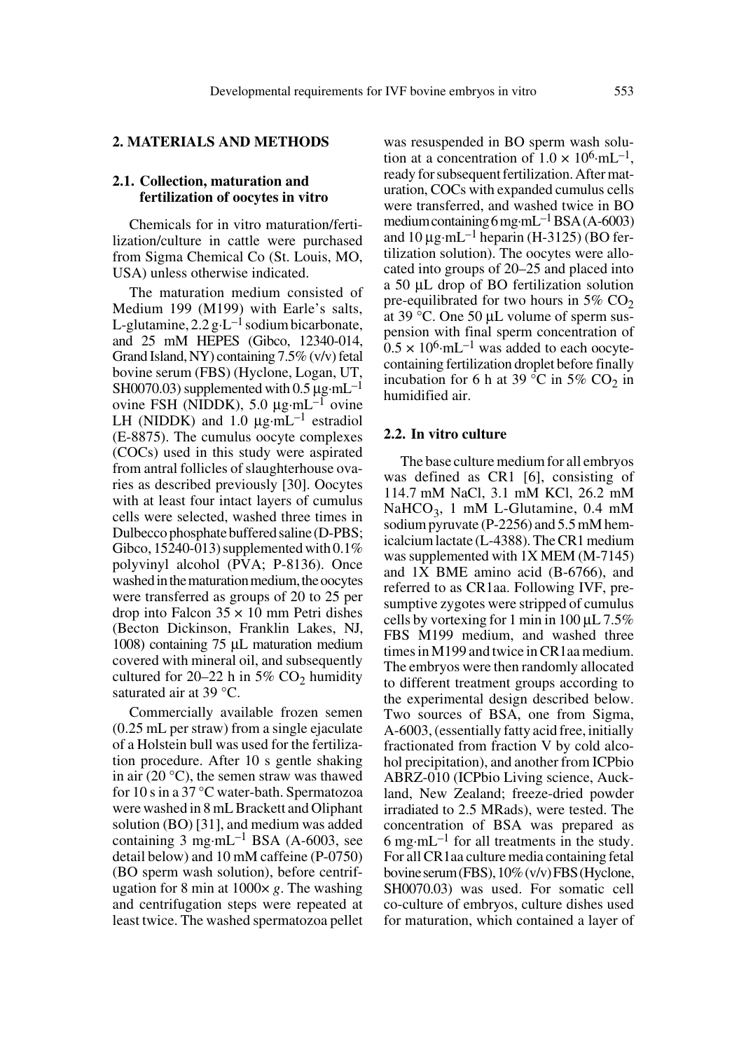## 2. MATERIALS AND METHODS

### 2.1. Collection, maturation and fertilization of oocytes in vitro

Chemicals for in vitro maturation/fertilization/culture in cattle were purchased from Sigma Chemical Co (St. Louis, MO, USA) unless otherwise indicated.

The maturation medium consisted of Medium 199 (M199) with Earle's salts, L-glutamine, 2.2 $g \cdot L^{-1}$ sodium bicarbonate, and 25 mM HEPES (Gibco, 12340-014, Grand Island, NY) containing 7.5% (v/v) fetal bovine serum (FBS) (Hyclone, Logan, UT, SH0070.03) supplemented with 0.5 $\mu g \cdot mL^{-1}$ ovine FSH (NIDDK), 5.0 $\mu g \cdot mL^{-1}$ ovine LH (NIDDK) and 1.0 $\mu g \cdot mL^{-1}$ estradiol (E-8875). The cumulus oocyte complexes (COCs) used in this study were aspirated from antral follicles of slaughterhouse ovaries as described previously [30]. Oocytes with at least four intact layers of cumulus cells were selected, washed three times in Dulbecco phosphate buffered saline (D-PBS; Gibco, 15240-013) supplemented with 0.1% polyvinyl alcohol (PVA; P-8136). Once washed in the maturation medium, the oocytes were transferred as groups of 20 to 25 per drop into Falcon 35 × 10 mm Petri dishes (Becton Dickinson, Franklin Lakes, NJ, 1008) containing 75 µL maturation medium covered with mineral oil, and subsequently cultured for 20–22 h in 5% $CO_2$ humidity saturated air at 39 °C.

Commercially available frozen semen (0.25 mL per straw) from a single ejaculate of a Holstein bull was used for the fertilization procedure. After 10 s gentle shaking in air (20 °C), the semen straw was thawed for 10 s in a 37 °C water-bath. Spermatozoa were washed in 8 mL Brackett and Oliphant solution (BO) [31], and medium was added containing 3 $mg \cdot mL^{-1}$ BSA (A-6003, see detail below) and 10 mM caffeine (P-0750) (BO sperm wash solution), before centrifugation for 8 min at 1000× *g*. The washing and centrifugation steps were repeated at least twice. The washed spermatozoa pellet was resuspended in BO sperm wash solution at a concentration of $1.0 \times 10^6 \cdot mL^{-1}$, ready for subsequent fertilization. After maturation, COCs with expanded cumulus cells were transferred, and washed twice in BO medium containing 6 $mg \cdot mL^{-1}$ BSA (A-6003) and 10 $\mu g \cdot mL^{-1}$ heparin (H-3125) (BO fertilization solution). The oocytes were allocated into groups of 20–25 and placed into a 50 µL drop of BO fertilization solution pre-equilibrated for two hours in 5% $CO_2$ at 39 °C. One 50 µL volume of sperm suspension with final sperm concentration of $0.5 \times 10^6 \cdot mL^{-1}$ was added to each oocyte-containing fertilization droplet before finally incubation for 6 h at 39 °C in 5% $CO_2$ in humidified air.

### 2.2. In vitro culture

The base culture medium for all embryos was defined as CR1 [6], consisting of 114.7 mM NaCl, 3.1 mM KCl, 26.2 mM $NaHCO_3$, 1 mM L-Glutamine, 0.4 mM sodium pyruvate (P-2256) and 5.5 mM hemicalcium lactate (L-4388). The CR1 medium was supplemented with 1X MEM (M-7145) and 1X BME amino acid (B-6766), and referred to as CR1aa. Following IVF, presumptive zygotes were stripped of cumulus cells by vortexing for 1 min in 100 µL 7.5% FBS M199 medium, and washed three times in M199 and twice in CR1aa medium. The embryos were then randomly allocated to different treatment groups according to the experimental design described below. Two sources of BSA, one from Sigma, A-6003, (essentially fatty acid free, initially fractionated from fraction V by cold alcohol precipitation), and another from ICPbio ABRZ-010 (ICPbio Living science, Auckland, New Zealand; freeze-dried powder irradiated to 2.5 MRads), were tested. The concentration of BSA was prepared as 6 $mg \cdot mL^{-1}$ for all treatments in the study. For all CR1aa culture media containing fetal bovine serum (FBS), 10% (v/v) FBS (Hyclone, SH0070.03) was used. For somatic cell co-culture of embryos, culture dishes used for maturation, which contained a layer of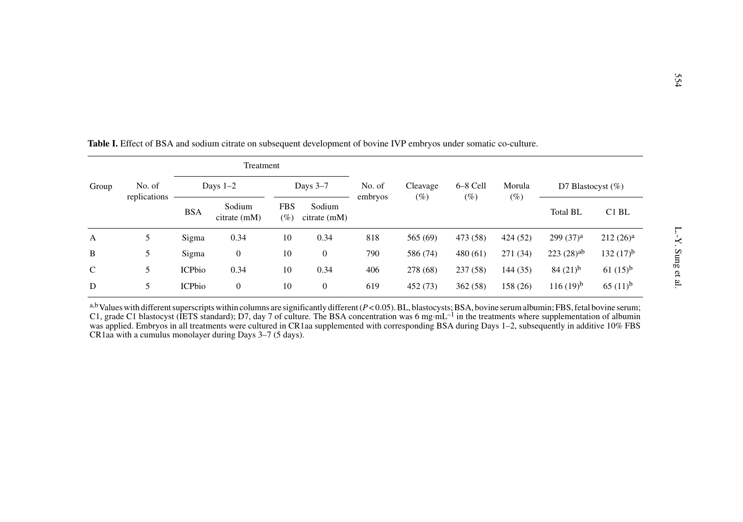**Table I.** Effect of BSA and sodium citrate on subsequent development of bovine IVP embryos under somatic co-culture.

| Group | No. of replications | Treatment | | | | No. of embryos | Cleavage (%) | 6–8 Cell (%) | Morula (%) | D7 Blastocyst (%) | |
|---|---|---|---|---|---|---|---|---|---|---|---|
| | | Days 1–2 | | Days 3–7 | | | | | | | |
| | | BSA | Sodium citrate (mM) | FBS (%) | Sodium citrate (mM) | | | | | Total BL | C1 BL |
| A | 5 | Sigma | 0.34 | 10 | 0.34 | 818 | 565 (69) | 473 (58) | 424 (52) | 299 (37)[a] | 212 (26)[a] |
| B | 5 | Sigma | 0 | 10 | 0 | 790 | 586 (74) | 480 (61) | 271 (34) | 223 (28)[ab] | 132 (17)[b] |
| C | 5 | ICPbio | 0.34 | 10 | 0.34 | 406 | 278 (68) | 237 (58) | 144 (35) | 84 (21)[b] | 61 (15)[b] |
| D | 5 | ICPbio | 0 | 10 | 0 | 619 | 452 (73) | 362 (58) | 158 (26) | 116 (19)[b] | 65 (11)[b] |

[a,b] Values with different superscripts within columns are significantly different ($P < 0.05$). BL, blastocysts; BSA, bovine serum albumin; FBS, fetal bovine serum; C1, grade C1 blastocyst (IETS standard); D7, day 7 of culture. The BSA concentration was 6 $mg \cdot mL^{-1}$ in the treatments where supplementation of albumin was applied. Embryos in all treatments were cultured in CR1aa supplemented with corresponding BSA during Days 1–2, subsequently in additive 10% FBS CR1aa with a cumulus monolayer during Days 3–7 (5 days).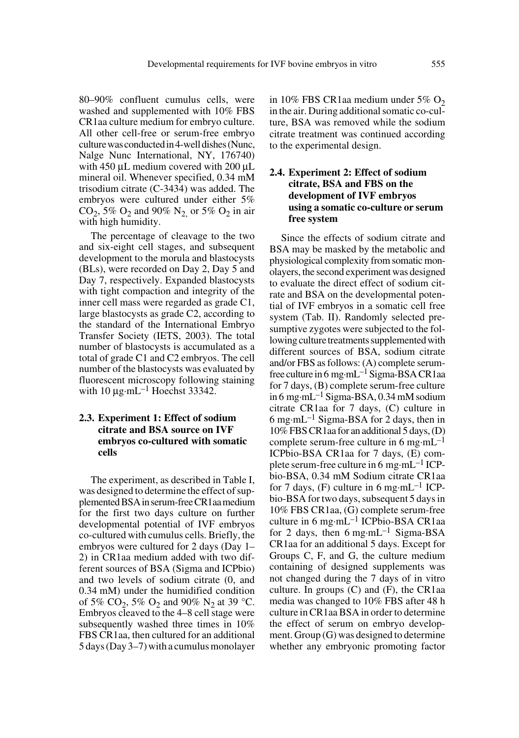80–90% confluent cumulus cells, were washed and supplemented with 10% FBS CR1aa culture medium for embryo culture. All other cell-free or serum-free embryo culture was conducted in 4-well dishes (Nunc, Nalge Nunc International, NY, 176740) with 450 μL medium covered with 200 μL mineral oil. Whenever specified, 0.34 mM trisodium citrate (C-3434) was added. The embryos were cultured under either 5% $CO_2$, 5% $O_2$ and 90% $N_2$, or 5% $O_2$ in air with high humidity.

The percentage of cleavage to the two and six-eight cell stages, and subsequent development to the morula and blastocysts (BLs), were recorded on Day 2, Day 5 and Day 7, respectively. Expanded blastocysts with tight compaction and integrity of the inner cell mass were regarded as grade C1, large blastocysts as grade C2, according to the standard of the International Embryo Transfer Society (IETS, 2003). The total number of blastocysts is accumulated as a total of grade C1 and C2 embryos. The cell number of the blastocysts was evaluated by fluorescent microscopy following staining with 10 $\mu g \cdot mL^{-1}$ Hoechst 33342.

### 2.3. Experiment 1: Effect of sodium citrate and BSA source on IVF embryos co-cultured with somatic cells

The experiment, as described in Table I, was designed to determine the effect of supplemented BSA in serum-free CR1aa medium for the first two days culture on further developmental potential of IVF embryos co-cultured with cumulus cells. Briefly, the embryos were cultured for 2 days (Day 1–2) in CR1aa medium added with two different sources of BSA (Sigma and ICPbio) and two levels of sodium citrate (0, and 0.34 mM) under the humidified condition of 5% $CO_2$, 5% $O_2$ and 90% $N_2$ at 39 °C. Embryos cleaved to the 4–8 cell stage were subsequently washed three times in 10% FBS CR1aa, then cultured for an additional 5 days (Day 3–7) with a cumulus monolayer in 10% FBS CR1aa medium under 5% $O_2$ in the air. During additional somatic co-culture, BSA was removed while the sodium citrate treatment was continued according to the experimental design.

### 2.4. Experiment 2: Effect of sodium citrate, BSA and FBS on the development of IVF embryos using a somatic co-culture or serum free system

Since the effects of sodium citrate and BSA may be masked by the metabolic and physiological complexity from somatic monolayers, the second experiment was designed to evaluate the direct effect of sodium citrate and BSA on the developmental potential of IVF embryos in a somatic cell free system (Tab. II). Randomly selected presumptive zygotes were subjected to the following culture treatments supplemented with different sources of BSA, sodium citrate and/or FBS as follows: (A) complete serum-free culture in 6 $mg \cdot mL^{-1}$ Sigma-BSA CR1aa for 7 days, (B) complete serum-free culture in 6 $mg \cdot mL^{-1}$ Sigma-BSA, 0.34 mM sodium citrate CR1aa for 7 days, (C) culture in 6 $mg \cdot mL^{-1}$ Sigma-BSA for 2 days, then in 10% FBS CR1aa for an additional 5 days, (D) complete serum-free culture in 6 $mg \cdot mL^{-1}$ ICPbio-BSA CR1aa for 7 days, (E) complete serum-free culture in 6 $mg \cdot mL^{-1}$ ICPbio-BSA, 0.34 mM Sodium citrate CR1aa for 7 days, (F) culture in 6 $mg \cdot mL^{-1}$ ICPbio-BSA for two days, subsequent 5 days in 10% FBS CR1aa, (G) complete serum-free culture in 6 $mg \cdot mL^{-1}$ ICPbio-BSA CR1aa for 2 days, then 6 $mg \cdot mL^{-1}$ Sigma-BSA CR1aa for an additional 5 days. Except for Groups C, F, and G, the culture medium containing of designed supplements was not changed during the 7 days of in vitro culture. In groups (C) and (F), the CR1aa media was changed to 10% FBS after 48 h culture in CR1aa BSA in order to determine the effect of serum on embryo development. Group (G) was designed to determine whether any embryonic promoting factor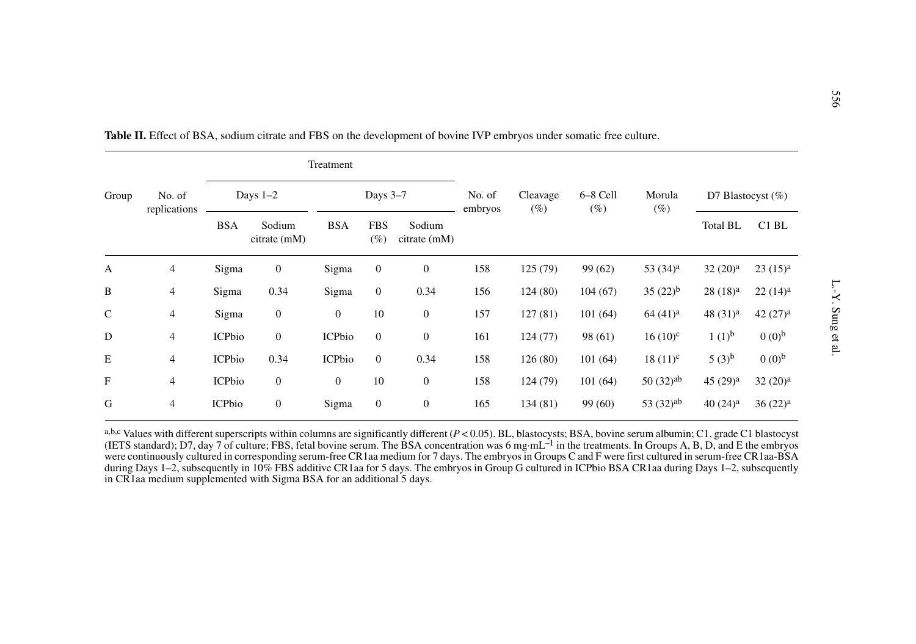**Table II.** Effect of BSA, sodium citrate and FBS on the development of bovine IVP embryos under somatic free culture.

| Group | No. of replications | Treatment | | | | | No. of embryos | Cleavage (%) | 6–8 Cell (%) | Morula (%) | D7 Blastocyst (%) | |
|---|---|---|---|---|---|---|---|---|---|---|---|---|
| | | Days 1–2 | | Days 3–7 | | | | | | | | |
| | | BSA | Sodium citrate (mM) | BSA | FBS (%) | Sodium citrate (mM) | | | | | Total BL | C1 BL |
| A | 4 | Sigma | 0 | Sigma | 0 | 0 | 158 | 125 (79) | 99 (62) | 53 (34)[a] | 32 (20)[a] | 23 (15)[a] |
| B | 4 | Sigma | 0.34 | Sigma | 0 | 0.34 | 156 | 124 (80) | 104 (67) | 35 (22)[b] | 28 (18)[a] | 22 (14)[a] |
| C | 4 | Sigma | 0 | 0 | 10 | 0 | 157 | 127 (81) | 101 (64) | 64 (41)[a] | 48 (31)[a] | 42 (27)[a] |
| D | 4 | ICPbio | 0 | ICPbio | 0 | 0 | 161 | 124 (77) | 98 (61) | 16 (10)[c] | 1 (1)[b] | 0 (0)[b] |
| E | 4 | ICPbio | 0.34 | ICPbio | 0 | 0.34 | 158 | 126 (80) | 101 (64) | 18 (11)[c] | 5 (3)[b] | 0 (0)[b] |
| F | 4 | ICPbio | 0 | 0 | 10 | 0 | 158 | 124 (79) | 101 (64) | 50 (32)[ab] | 45 (29)[a] | 32 (20)[a] |
| G | 4 | ICPbio | 0 | Sigma | 0 | 0 | 165 | 134 (81) | 99 (60) | 53 (32)[ab] | 40 (24)[a] | 36 (22)[a] |

[a,b,c] Values with different superscripts within columns are significantly different ($P < 0.05$). BL, blastocysts; BSA, bovine serum albumin; C1, grade C1 blastocyst (IETS standard); D7, day 7 of culture; FBS, fetal bovine serum. The BSA concentration was 6 $mg \cdot mL^{-1}$ in the treatments. In Groups A, B, D, and E the embryos were continuously cultured in corresponding serum-free CR1aa medium for 7 days. The embryos in Groups C and F were first cultured in serum-free CR1aa-BSA during Days 1–2, subsequently in 10% FBS additive CR1aa for 5 days. The embryos in Group G cultured in ICPbio BSA CR1aa during Days 1–2, subsequently in CR1aa medium supplemented with Sigma BSA for an additional 5 days.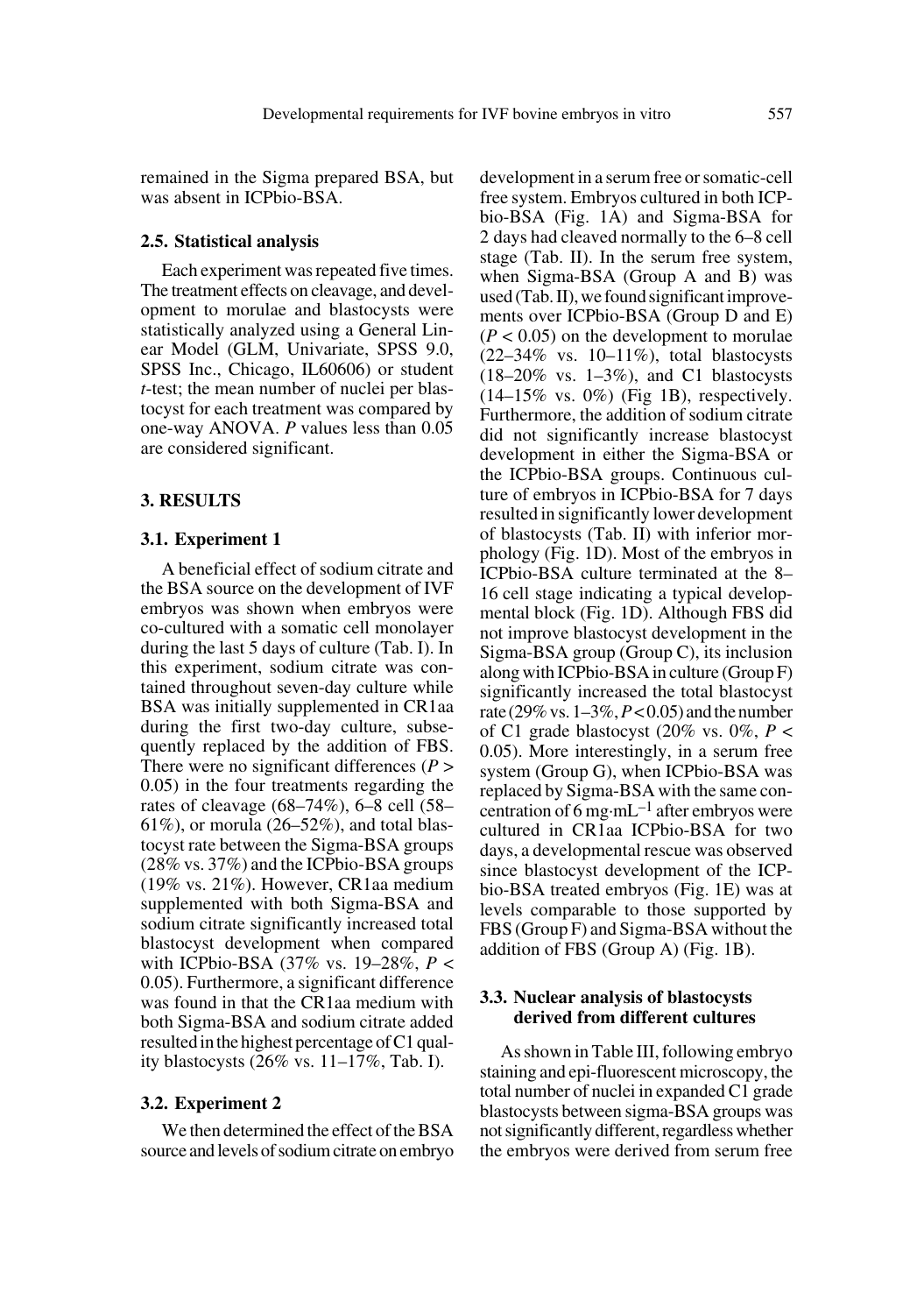remained in the Sigma prepared BSA, but was absent in ICPbio-BSA.

### 2.5. Statistical analysis

Each experiment was repeated five times. The treatment effects on cleavage, and development to morulae and blastocysts were statistically analyzed using a General Linear Model (GLM, Univariate, SPSS 9.0, SPSS Inc., Chicago, IL60606) or student *t*-test; the mean number of nuclei per blastocyst for each treatment was compared by one-way ANOVA. *P* values less than 0.05 are considered significant.

## 3. RESULTS

### 3.1. Experiment 1

A beneficial effect of sodium citrate and the BSA source on the development of IVF embryos was shown when embryos were co-cultured with a somatic cell monolayer during the last 5 days of culture (Tab. I). In this experiment, sodium citrate was contained throughout seven-day culture while BSA was initially supplemented in CR1aa during the first two-day culture, subsequently replaced by the addition of FBS. There were no significant differences ($P > 0.05$) in the four treatments regarding the rates of cleavage (68–74%), 6–8 cell (58–61%), or morula (26–52%), and total blastocyst rate between the Sigma-BSA groups (28% vs. 37%) and the ICPbio-BSA groups (19% vs. 21%). However, CR1aa medium supplemented with both Sigma-BSA and sodium citrate significantly increased total blastocyst development when compared with ICPbio-BSA (37% vs. 19–28%, $P < 0.05$). Furthermore, a significant difference was found in that the CR1aa medium with both Sigma-BSA and sodium citrate added resulted in the highest percentage of C1 quality blastocysts (26% vs. 11–17%, Tab. I).

### 3.2. Experiment 2

We then determined the effect of the BSA source and levels of sodium citrate on embryo development in a serum free or somatic-cell free system. Embryos cultured in both ICPbio-BSA (Fig. 1A) and Sigma-BSA for 2 days had cleaved normally to the 6–8 cell stage (Tab. II). In the serum free system, when Sigma-BSA (Group A and B) was used (Tab. II), we found significant improvements over ICPbio-BSA (Group D and E) ($P < 0.05$) on the development to morulae (22–34% vs. 10–11%), total blastocysts (18–20% vs. 1–3%), and C1 blastocysts (14–15% vs. 0%) (Fig 1B), respectively. Furthermore, the addition of sodium citrate did not significantly increase blastocyst development in either the Sigma-BSA or the ICPbio-BSA groups. Continuous culture of embryos in ICPbio-BSA for 7 days resulted in significantly lower development of blastocysts (Tab. II) with inferior morphology (Fig. 1D). Most of the embryos in ICPbio-BSA culture terminated at the 8–16 cell stage indicating a typical developmental block (Fig. 1D). Although FBS did not improve blastocyst development in the Sigma-BSA group (Group C), its inclusion along with ICPbio-BSA in culture (Group F) significantly increased the total blastocyst rate (29% vs. 1–3%, $P < 0.05$) and the number of C1 grade blastocyst (20% vs. 0%, $P < 0.05$). More interestingly, in a serum free system (Group G), when ICPbio-BSA was replaced by Sigma-BSA with the same concentration of 6 $mg \cdot mL^{-1}$ after embryos were cultured in CR1aa ICPbio-BSA for two days, a developmental rescue was observed since blastocyst development of the ICPbio-BSA treated embryos (Fig. 1E) was at levels comparable to those supported by FBS (Group F) and Sigma-BSA without the addition of FBS (Group A) (Fig. 1B).

### 3.3. Nuclear analysis of blastocysts derived from different cultures

As shown in Table III, following embryo staining and epi-fluorescent microscopy, the total number of nuclei in expanded C1 grade blastocysts between sigma-BSA groups was not significantly different, regardless whether the embryos were derived from serum free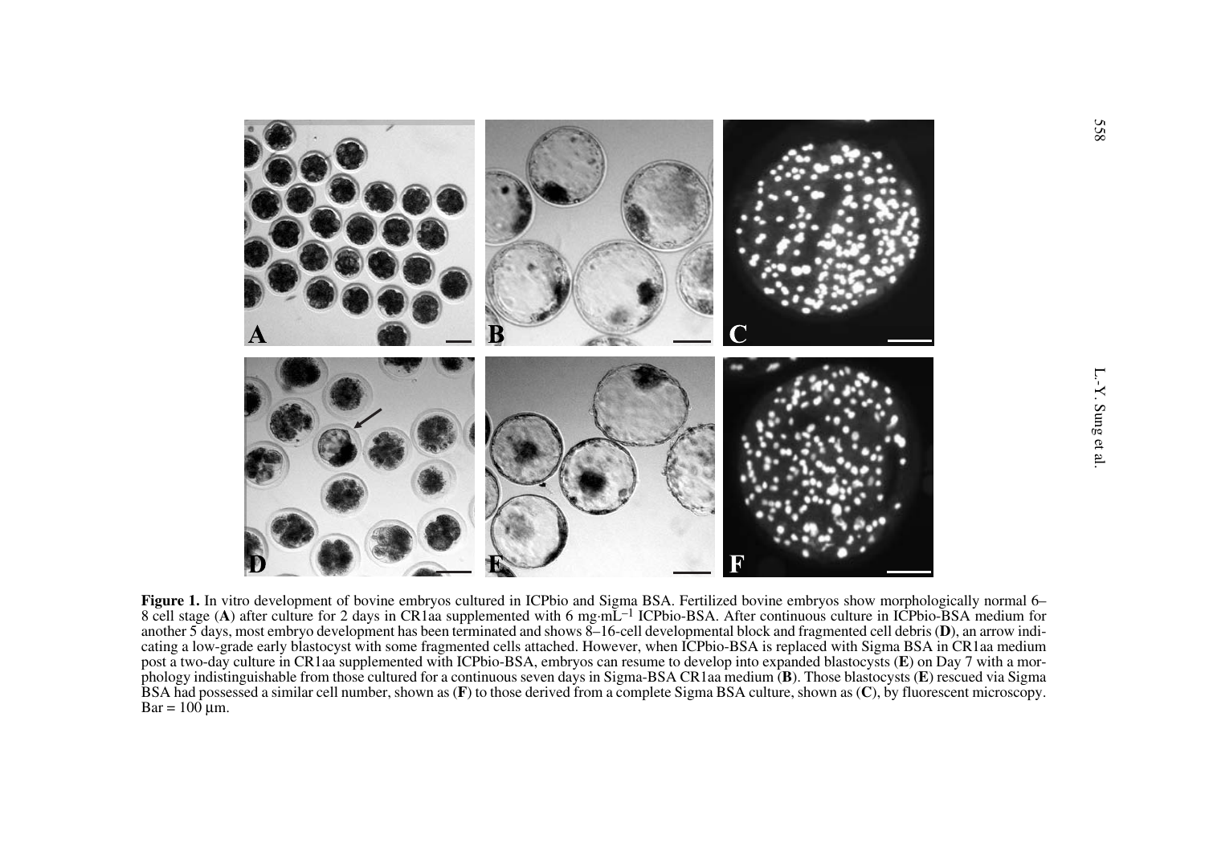**Figure 1.** In vitro development of bovine embryos cultured in ICPbio and Sigma BSA. Fertilized bovine embryos show morphologically normal 6–8 cell stage (**A**) after culture for 2 days in CR1aa supplemented with 6 mg·mL$^{-1}$ ICPbio-BSA. After continuous culture in ICPbio-BSA medium for another 5 days, most embryo development has been terminated and shows 8–16-cell developmental block and fragmented cell debris (**D**), an arrow indicating a low-grade early blastocyst with some fragmented cells attached. However, when ICPbio-BSA is replaced with Sigma BSA in CR1aa medium post a two-day culture in CR1aa supplemented with ICPbio-BSA, embryos can resume to develop into expanded blastocysts (**E**) on Day 7 with a morphology indistinguishable from those cultured for a continuous seven days in Sigma-BSA CR1aa medium (**B**). Those blastocysts (**E**) rescued via Sigma BSA had possessed a similar cell number, shown as (**F**) to those derived from a complete Sigma BSA culture, shown as (**C**), by fluorescent microscopy. Bar = 100 µm.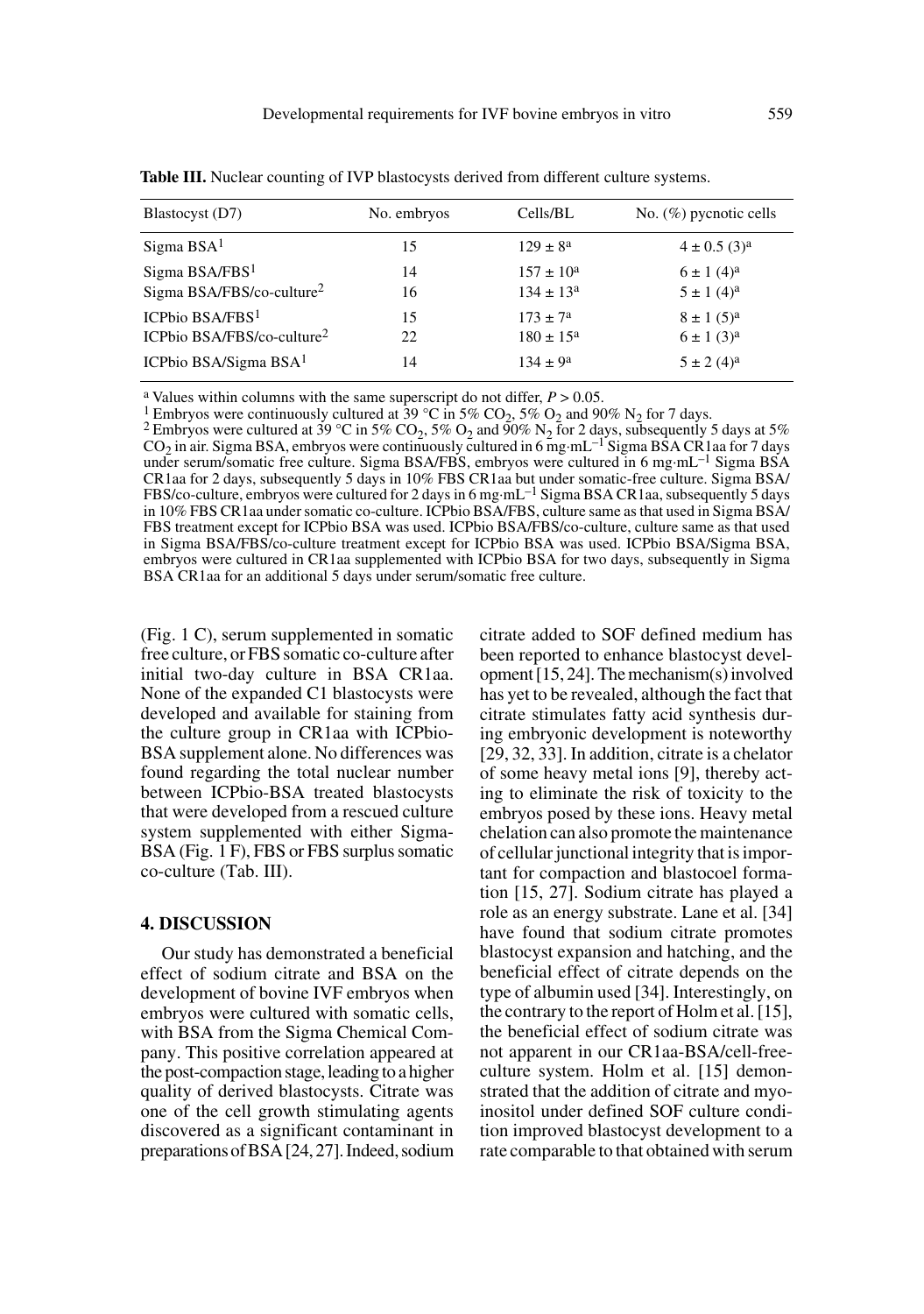**Table III.** Nuclear counting of IVP blastocysts derived from different culture systems.

| Blastocyst (D7) | No. embryos | Cells/BL | No. (%) pycnotic cells |
|---|---|---|---|
| Sigma BSA[1] | 15 | $129 \pm 8^a$ | $4 \pm 0.5$ (3)[a] |
| Sigma BSA/FBS[1] | 14 | $157 \pm 10^a$ | $6 \pm 1$ (4)[a] |
| Sigma BSA/FBS/co-culture[2] | 16 | $134 \pm 13^a$ | $5 \pm 1$ (4)[a] |
| ICPbio BSA/FBS[1] | 15 | $173 \pm 7^a$ | $8 \pm 1$ (5)[a] |
| ICPbio BSA/FBS/co-culture[2] | 22 | $180 \pm 15^a$ | $6 \pm 1$ (3)[a] |
| ICPbio BSA/Sigma BSA[1] | 14 | $134 \pm 9^a$ | $5 \pm 2$ (4)[a] |

[a] Values within columns with the same superscript do not differ, $P > 0.05$.
[1] Embryos were continuously cultured at 39 °C in 5% $CO_2$, 5% $O_2$ and 90% $N_2$ for 7 days.
[2] Embryos were cultured at 39 °C in 5% $CO_2$, 5% $O_2$ and 90% $N_2$ for 2 days, subsequently 5 days at 5% $CO_2$ in air. Sigma BSA, embryos were continuously cultured in 6 $mg \cdot mL^{-1}$ Sigma BSA CR1aa for 7 days under serum/somatic free culture. Sigma BSA/FBS, embryos were cultured in 6 $mg \cdot mL^{-1}$ Sigma BSA CR1aa for 2 days, subsequently 5 days in 10% FBS CR1aa but under somatic-free culture. Sigma BSA/FBS/co-culture, embryos were cultured for 2 days in 6 $mg \cdot mL^{-1}$ Sigma BSA CR1aa, subsequently 5 days in 10% FBS CR1aa under somatic co-culture. ICPbio BSA/FBS, culture same as that used in Sigma BSA/FBS treatment except for ICPbio BSA was used. ICPbio BSA/FBS/co-culture, culture same as that used in Sigma BSA/FBS/co-culture treatment except for ICPbio BSA was used. ICPbio BSA/Sigma BSA, embryos were cultured in CR1aa supplemented with ICPbio BSA for two days, subsequently in Sigma BSA CR1aa for an additional 5 days under serum/somatic free culture.

(Fig. 1 C), serum supplemented in somatic free culture, or FBS somatic co-culture after initial two-day culture in BSA CR1aa. None of the expanded C1 blastocysts were developed and available for staining from the culture group in CR1aa with ICPbio-BSA supplement alone. No differences was found regarding the total nuclear number between ICPbio-BSA treated blastocysts that were developed from a rescued culture system supplemented with either Sigma-BSA (Fig. 1 F), FBS or FBS surplus somatic co-culture (Tab. III).

## 4. DISCUSSION

Our study has demonstrated a beneficial effect of sodium citrate and BSA on the development of bovine IVF embryos when embryos were cultured with somatic cells, with BSA from the Sigma Chemical Company. This positive correlation appeared at the post-compaction stage, leading to a higher quality of derived blastocysts. Citrate was one of the cell growth stimulating agents discovered as a significant contaminant in preparations of BSA [24, 27]. Indeed, sodium citrate added to SOF defined medium has been reported to enhance blastocyst development [15, 24]. The mechanism(s) involved has yet to be revealed, although the fact that citrate stimulates fatty acid synthesis during embryonic development is noteworthy [29, 32, 33]. In addition, citrate is a chelator of some heavy metal ions [9], thereby acting to eliminate the risk of toxicity to the embryos posed by these ions. Heavy metal chelation can also promote the maintenance of cellular junctional integrity that is important for compaction and blastocoel formation [15, 27]. Sodium citrate has played a role as an energy substrate. Lane et al. [34] have found that sodium citrate promotes blastocyst expansion and hatching, and the beneficial effect of citrate depends on the type of albumin used [34]. Interestingly, on the contrary to the report of Holm et al. [15], the beneficial effect of sodium citrate was not apparent in our CR1aa-BSA/cell-free-culture system. Holm et al. [15] demonstrated that the addition of citrate and myo-inositol under defined SOF culture condition improved blastocyst development to a rate comparable to that obtained with serum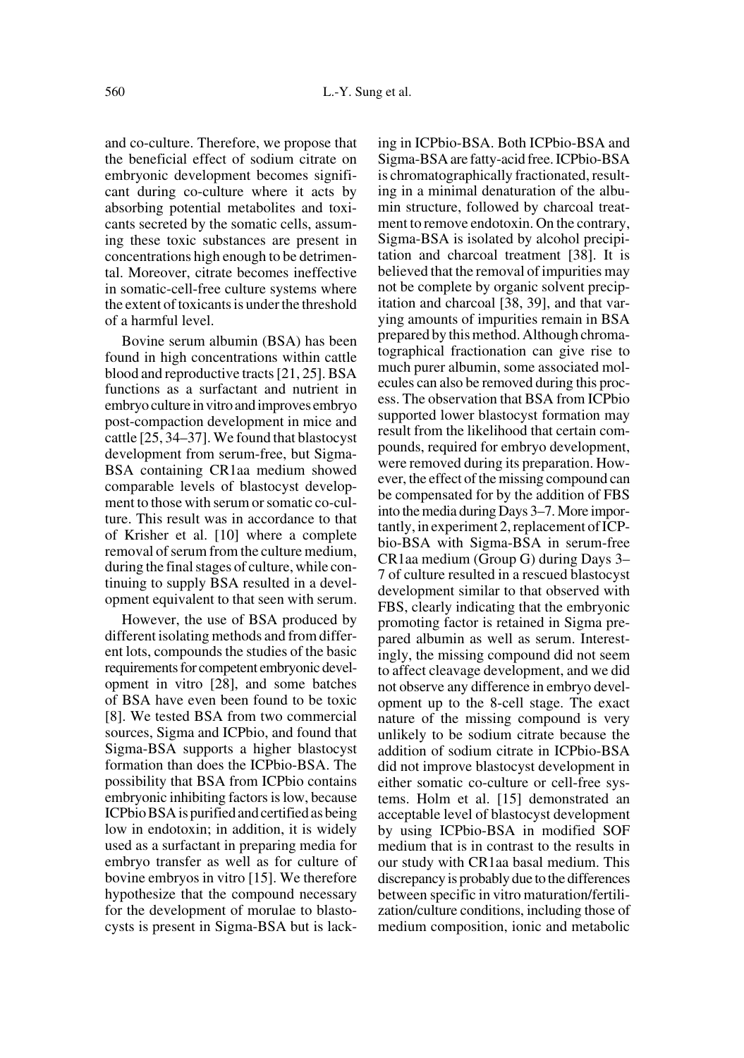and co-culture. Therefore, we propose that the beneficial effect of sodium citrate on embryonic development becomes significant during co-culture where it acts by absorbing potential metabolites and toxicants secreted by the somatic cells, assuming these toxic substances are present in concentrations high enough to be detrimental. Moreover, citrate becomes ineffective in somatic-cell-free culture systems where the extent of toxicants is under the threshold of a harmful level.

Bovine serum albumin (BSA) has been found in high concentrations within cattle blood and reproductive tracts [21, 25]. BSA functions as a surfactant and nutrient in embryo culture in vitro and improves embryo post-compaction development in mice and cattle [25, 34–37]. We found that blastocyst development from serum-free, but Sigma-BSA containing CR1aa medium showed comparable levels of blastocyst development to those with serum or somatic co-culture. This result was in accordance to that of Krisher et al. [10] where a complete removal of serum from the culture medium, during the final stages of culture, while continuing to supply BSA resulted in a development equivalent to that seen with serum.

However, the use of BSA produced by different isolating methods and from different lots, compounds the studies of the basic requirements for competent embryonic development in vitro [28], and some batches of BSA have even been found to be toxic [8]. We tested BSA from two commercial sources, Sigma and ICPbio, and found that Sigma-BSA supports a higher blastocyst formation than does the ICPbio-BSA. The possibility that BSA from ICPbio contains embryonic inhibiting factors is low, because ICPbio BSA is purified and certified as being low in endotoxin; in addition, it is widely used as a surfactant in preparing media for embryo transfer as well as for culture of bovine embryos in vitro [15]. We therefore hypothesize that the compound necessary for the development of morulae to blastocysts is present in Sigma-BSA but is lacking in ICPbio-BSA. Both ICPbio-BSA and Sigma-BSA are fatty-acid free. ICPbio-BSA is chromatographically fractionated, resulting in a minimal denaturation of the albumin structure, followed by charcoal treatment to remove endotoxin. On the contrary, Sigma-BSA is isolated by alcohol precipitation and charcoal treatment [38]. It is believed that the removal of impurities may not be complete by organic solvent precipitation and charcoal [38, 39], and that varying amounts of impurities remain in BSA prepared by this method. Although chromatographical fractionation can give rise to much purer albumin, some associated molecules can also be removed during this process. The observation that BSA from ICPbio supported lower blastocyst formation may result from the likelihood that certain compounds, required for embryo development, were removed during its preparation. However, the effect of the missing compound can be compensated for by the addition of FBS into the media during Days 3–7. More importantly, in experiment 2, replacement of ICPbio-BSA with Sigma-BSA in serum-free CR1aa medium (Group G) during Days 3–7 of culture resulted in a rescued blastocyst development similar to that observed with FBS, clearly indicating that the embryonic promoting factor is retained in Sigma prepared albumin as well as serum. Interestingly, the missing compound did not seem to affect cleavage development, and we did not observe any difference in embryo development up to the 8-cell stage. The exact nature of the missing compound is very unlikely to be sodium citrate because the addition of sodium citrate in ICPbio-BSA did not improve blastocyst development in either somatic co-culture or cell-free systems. Holm et al. [15] demonstrated an acceptable level of blastocyst development by using ICPbio-BSA in modified SOF medium that is in contrast to the results in our study with CR1aa basal medium. This discrepancy is probably due to the differences between specific in vitro maturation/fertilization/culture conditions, including those of medium composition, ionic and metabolic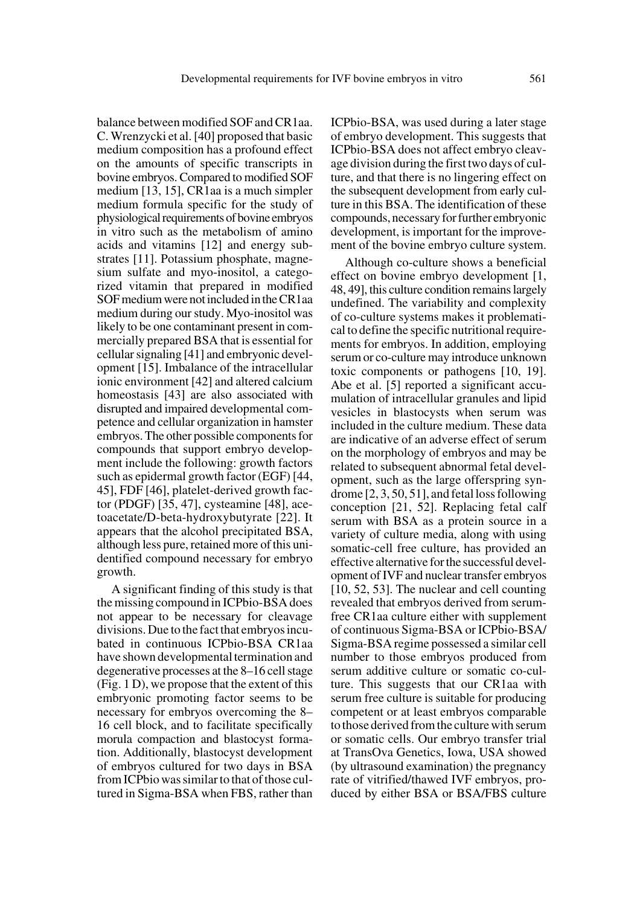balance between modified SOF and CR1aa. C. Wrenzycki et al. [40] proposed that basic medium composition has a profound effect on the amounts of specific transcripts in bovine embryos. Compared to modified SOF medium [13, 15], CR1aa is a much simpler medium formula specific for the study of physiological requirements of bovine embryos in vitro such as the metabolism of amino acids and vitamins [12] and energy substrates [11]. Potassium phosphate, magnesium sulfate and myo-inositol, a categorized vitamin that prepared in modified SOF medium were not included in the CR1aa medium during our study. Myo-inositol was likely to be one contaminant present in commercially prepared BSA that is essential for cellular signaling [41] and embryonic development [15]. Imbalance of the intracellular ionic environment [42] and altered calcium homeostasis [43] are also associated with disrupted and impaired developmental competence and cellular organization in hamster embryos. The other possible components for compounds that support embryo development include the following: growth factors such as epidermal growth factor (EGF) [44, 45], FDF [46], platelet-derived growth factor (PDGF) [35, 47], cysteamine [48], acetoacetate/D-beta-hydroxybutyrate [22]. It appears that the alcohol precipitated BSA, although less pure, retained more of this unidentified compound necessary for embryo growth.

A significant finding of this study is that the missing compound in ICPbio-BSA does not appear to be necessary for cleavage divisions. Due to the fact that embryos incubated in continuous ICPbio-BSA CR1aa have shown developmental termination and degenerative processes at the 8–16 cell stage (Fig. 1 D), we propose that the extent of this embryonic promoting factor seems to be necessary for embryos overcoming the 8–16 cell block, and to facilitate specifically morula compaction and blastocyst formation. Additionally, blastocyst development of embryos cultured for two days in BSA from ICPbio was similar to that of those cultured in Sigma-BSA when FBS, rather than ICPbio-BSA, was used during a later stage of embryo development. This suggests that ICPbio-BSA does not affect embryo cleavage division during the first two days of culture, and that there is no lingering effect on the subsequent development from early culture in this BSA. The identification of these compounds, necessary for further embryonic development, is important for the improvement of the bovine embryo culture system.

Although co-culture shows a beneficial effect on bovine embryo development [1, 48, 49], this culture condition remains largely undefined. The variability and complexity of co-culture systems makes it problematical to define the specific nutritional requirements for embryos. In addition, employing serum or co-culture may introduce unknown toxic components or pathogens [10, 19]. Abe et al. [5] reported a significant accumulation of intracellular granules and lipid vesicles in blastocysts when serum was included in the culture medium. These data are indicative of an adverse effect of serum on the morphology of embryos and may be related to subsequent abnormal fetal development, such as the large offerspring syndrome [2, 3, 50, 51], and fetal loss following conception [21, 52]. Replacing fetal calf serum with BSA as a protein source in a variety of culture media, along with using somatic-cell free culture, has provided an effective alternative for the successful development of IVF and nuclear transfer embryos [10, 52, 53]. The nuclear and cell counting revealed that embryos derived from serum-free CR1aa culture either with supplement of continuous Sigma-BSA or ICPbio-BSA/Sigma-BSA regime possessed a similar cell number to those embryos produced from serum additive culture or somatic co-culture. This suggests that our CR1aa with serum free culture is suitable for producing competent or at least embryos comparable to those derived from the culture with serum or somatic cells. Our embryo transfer trial at TransOva Genetics, Iowa, USA showed (by ultrasound examination) the pregnancy rate of vitrified/thawed IVF embryos, produced by either BSA or BSA/FBS culture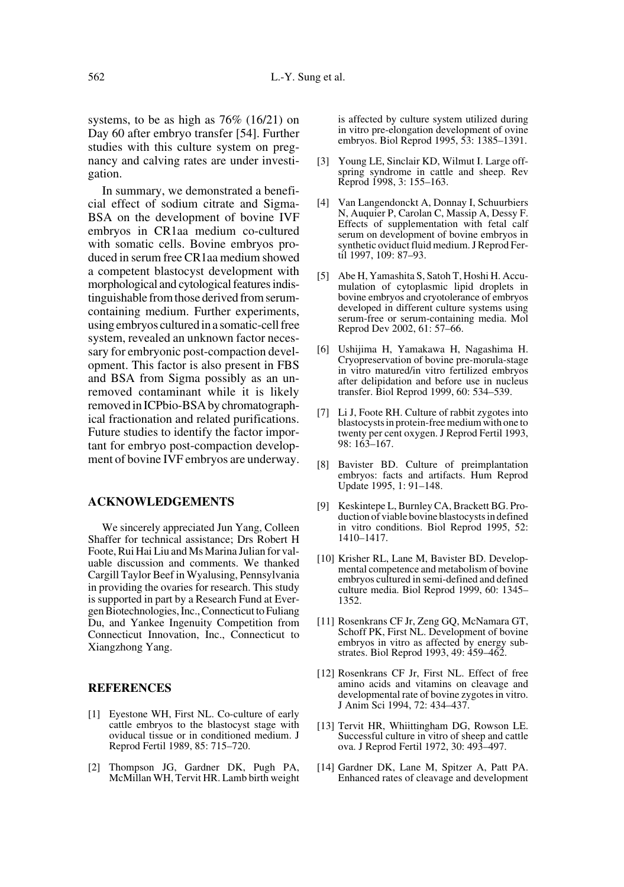systems, to be as high as 76% (16/21) on Day 60 after embryo transfer [54]. Further studies with this culture system on pregnancy and calving rates are under investigation.

In summary, we demonstrated a beneficial effect of sodium citrate and Sigma-BSA on the development of bovine IVF embryos in CR1aa medium co-cultured with somatic cells. Bovine embryos produced in serum free CR1aa medium showed a competent blastocyst development with morphological and cytological features indistinguishable from those derived from serum-containing medium. Further experiments, using embryos cultured in a somatic-cell free system, revealed an unknown factor necessary for embryonic post-compaction development. This factor is also present in FBS and BSA from Sigma possibly as an unremoved contaminant while it is likely removed in ICPbio-BSA by chromatographical fractionation and related purifications. Future studies to identify the factor important for embryo post-compaction development of bovine IVF embryos are underway.

## ACKNOWLEDGEMENTS

We sincerely appreciated Jun Yang, Colleen Shaffer for technical assistance; Drs Robert H Foote, Rui Hai Liu and Ms Marina Julian for valuable discussion and comments. We thanked Cargill Taylor Beef in Wyalusing, Pennsylvania in providing the ovaries for research. This study is supported in part by a Research Fund at Evergen Biotechnologies, Inc., Connecticut to Fuliang Du, and Yankee Ingenuity Competition from Connecticut Innovation, Inc., Connecticut to Xiangzhong Yang.

## REFERENCES

[1] Eyestone WH, First NL. Co-culture of early cattle embryos to the blastocyst stage with oviducal tissue or in conditioned medium. J Reprod Fertil 1989, 85: 715–720.

[2] Thompson JG, Gardner DK, Pugh PA, McMillan WH, Tervit HR. Lamb birth weight is affected by culture system utilized during in vitro pre-elongation development of ovine embryos. Biol Reprod 1995, 53: 1385–1391.

[3] Young LE, Sinclair KD, Wilmut I. Large offspring syndrome in cattle and sheep. Rev Reprod 1998, 3: 155–163.

[4] Van Langendonckt A, Donnay I, Schuurbiers N, Auquier P, Carolan C, Massip A, Dessy F. Effects of supplementation with fetal calf serum on development of bovine embryos in synthetic oviduct fluid medium. J Reprod Fertil 1997, 109: 87–93.

[5] Abe H, Yamashita S, Satoh T, Hoshi H. Accumulation of cytoplasmic lipid droplets in bovine embryos and cryotolerance of embryos developed in different culture systems using serum-free or serum-containing media. Mol Reprod Dev 2002, 61: 57–66.

[6] Ushijima H, Yamakawa H, Nagashima H. Cryopreservation of bovine pre-morula-stage in vitro matured/in vitro fertilized embryos after delipidation and before use in nucleus transfer. Biol Reprod 1999, 60: 534–539.

[7] Li J, Foote RH. Culture of rabbit zygotes into blastocysts in protein-free medium with one to twenty per cent oxygen. J Reprod Fertil 1993, 98: 163–167.

[8] Bavister BD. Culture of preimplantation embryos: facts and artifacts. Hum Reprod Update 1995, 1: 91–148.

[9] Keskintepe L, Burnley CA, Brackett BG. Production of viable bovine blastocysts in defined in vitro conditions. Biol Reprod 1995, 52: 1410–1417.

[10] Krisher RL, Lane M, Bavister BD. Developmental competence and metabolism of bovine embryos cultured in semi-defined and defined culture media. Biol Reprod 1999, 60: 1345–1352.

[11] Rosenkrans CF Jr, Zeng GQ, McNamara GT, Schoff PK, First NL. Development of bovine embryos in vitro as affected by energy substrates. Biol Reprod 1993, 49: 459–462.

[12] Rosenkrans CF Jr, First NL. Effect of free amino acids and vitamins on cleavage and developmental rate of bovine zygotes in vitro. J Anim Sci 1994, 72: 434–437.

[13] Tervit HR, Whiittingham DG, Rowson LE. Successful culture in vitro of sheep and cattle ova. J Reprod Fertil 1972, 30: 493–497.

[14] Gardner DK, Lane M, Spitzer A, Patt PA. Enhanced rates of cleavage and development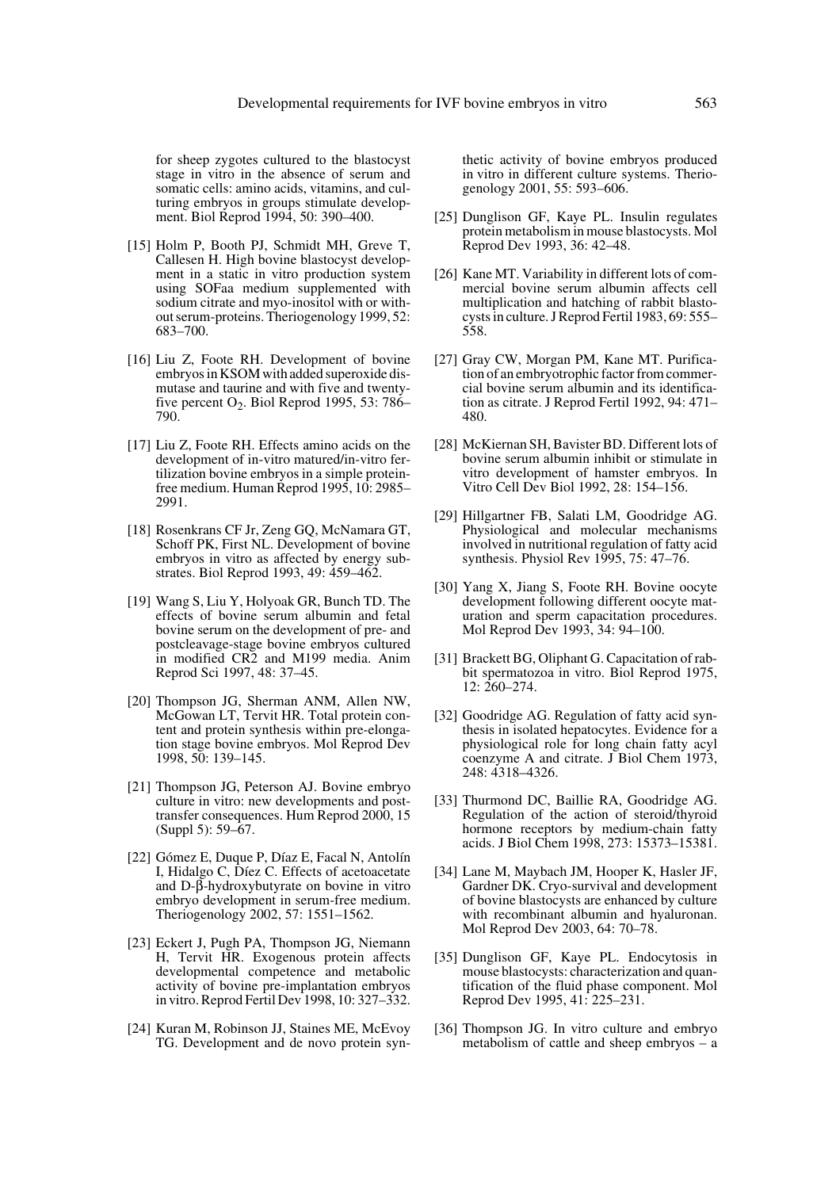for sheep zygotes cultured to the blastocyst stage in vitro in the absence of serum and somatic cells: amino acids, vitamins, and culturing embryos in groups stimulate development. Biol Reprod 1994, 50: 390–400.

[15] Holm P, Booth PJ, Schmidt MH, Greve T, Callesen H. High bovine blastocyst development in a static in vitro production system using SOFaa medium supplemented with sodium citrate and myo-inositol with or without serum-proteins. Theriogenology 1999, 52: 683–700.

[16] Liu Z, Foote RH. Development of bovine embryos in KSOM with added superoxide dismutase and taurine and with five and twenty-five percent $O_2$. Biol Reprod 1995, 53: 786–790.

[17] Liu Z, Foote RH. Effects amino acids on the development of in-vitro matured/in-vitro fertilization bovine embryos in a simple protein-free medium. Human Reprod 1995, 10: 2985–2991.

[18] Rosenkrans CF Jr, Zeng GQ, McNamara GT, Schoff PK, First NL. Development of bovine embryos in vitro as affected by energy substrates. Biol Reprod 1993, 49: 459–462.

[19] Wang S, Liu Y, Holyoak GR, Bunch TD. The effects of bovine serum albumin and fetal bovine serum on the development of pre- and postcleavage-stage bovine embryos cultured in modified CR2 and M199 media. Anim Reprod Sci 1997, 48: 37–45.

[20] Thompson JG, Sherman ANM, Allen NW, McGowan LT, Tervit HR. Total protein content and protein synthesis within pre-elongation stage bovine embryos. Mol Reprod Dev 1998, 50: 139–145.

[21] Thompson JG, Peterson AJ. Bovine embryo culture in vitro: new developments and post-transfer consequences. Hum Reprod 2000, 15 (Suppl 5): 59–67.

[22] Gómez E, Duque P, Díaz E, Facal N, Antolín I, Hidalgo C, Díez C. Effects of acetoacetate and D-β-hydroxybutyrate on bovine in vitro embryo development in serum-free medium. Theriogenology 2002, 57: 1551–1562.

[23] Eckert J, Pugh PA, Thompson JG, Niemann H, Tervit HR. Exogenous protein affects developmental competence and metabolic activity of bovine pre-implantation embryos in vitro. Reprod Fertil Dev 1998, 10: 327–332.

[24] Kuran M, Robinson JJ, Staines ME, McEvoy TG. Development and de novo protein synthetic activity of bovine embryos produced in vitro in different culture systems. Theriogenology 2001, 55: 593–606.

[25] Dunglison GF, Kaye PL. Insulin regulates protein metabolism in mouse blastocysts. Mol Reprod Dev 1993, 36: 42–48.

[26] Kane MT. Variability in different lots of commercial bovine serum albumin affects cell multiplication and hatching of rabbit blastocysts in culture. J Reprod Fertil 1983, 69: 555–558.

[27] Gray CW, Morgan PM, Kane MT. Purification of an embryotrophic factor from commercial bovine serum albumin and its identification as citrate. J Reprod Fertil 1992, 94: 471–480.

[28] McKiernan SH, Bavister BD. Different lots of bovine serum albumin inhibit or stimulate in vitro development of hamster embryos. In Vitro Cell Dev Biol 1992, 28: 154–156.

[29] Hillgartner FB, Salati LM, Goodridge AG. Physiological and molecular mechanisms involved in nutritional regulation of fatty acid synthesis. Physiol Rev 1995, 75: 47–76.

[30] Yang X, Jiang S, Foote RH. Bovine oocyte development following different oocyte maturation and sperm capacitation procedures. Mol Reprod Dev 1993, 34: 94–100.

[31] Brackett BG, Oliphant G. Capacitation of rabbit spermatozoa in vitro. Biol Reprod 1975, 12: 260–274.

[32] Goodridge AG. Regulation of fatty acid synthesis in isolated hepatocytes. Evidence for a physiological role for long chain fatty acyl coenzyme A and citrate. J Biol Chem 1973, 248: 4318–4326.

[33] Thurmond DC, Baillie RA, Goodridge AG. Regulation of the action of steroid/thyroid hormone receptors by medium-chain fatty acids. J Biol Chem 1998, 273: 15373–15381.

[34] Lane M, Maybach JM, Hooper K, Hasler JF, Gardner DK. Cryo-survival and development of bovine blastocysts are enhanced by culture with recombinant albumin and hyaluronan. Mol Reprod Dev 2003, 64: 70–78.

[35] Dunglison GF, Kaye PL. Endocytosis in mouse blastocysts: characterization and quantification of the fluid phase component. Mol Reprod Dev 1995, 41: 225–231.

[36] Thompson JG. In vitro culture and embryo metabolism of cattle and sheep embryos – a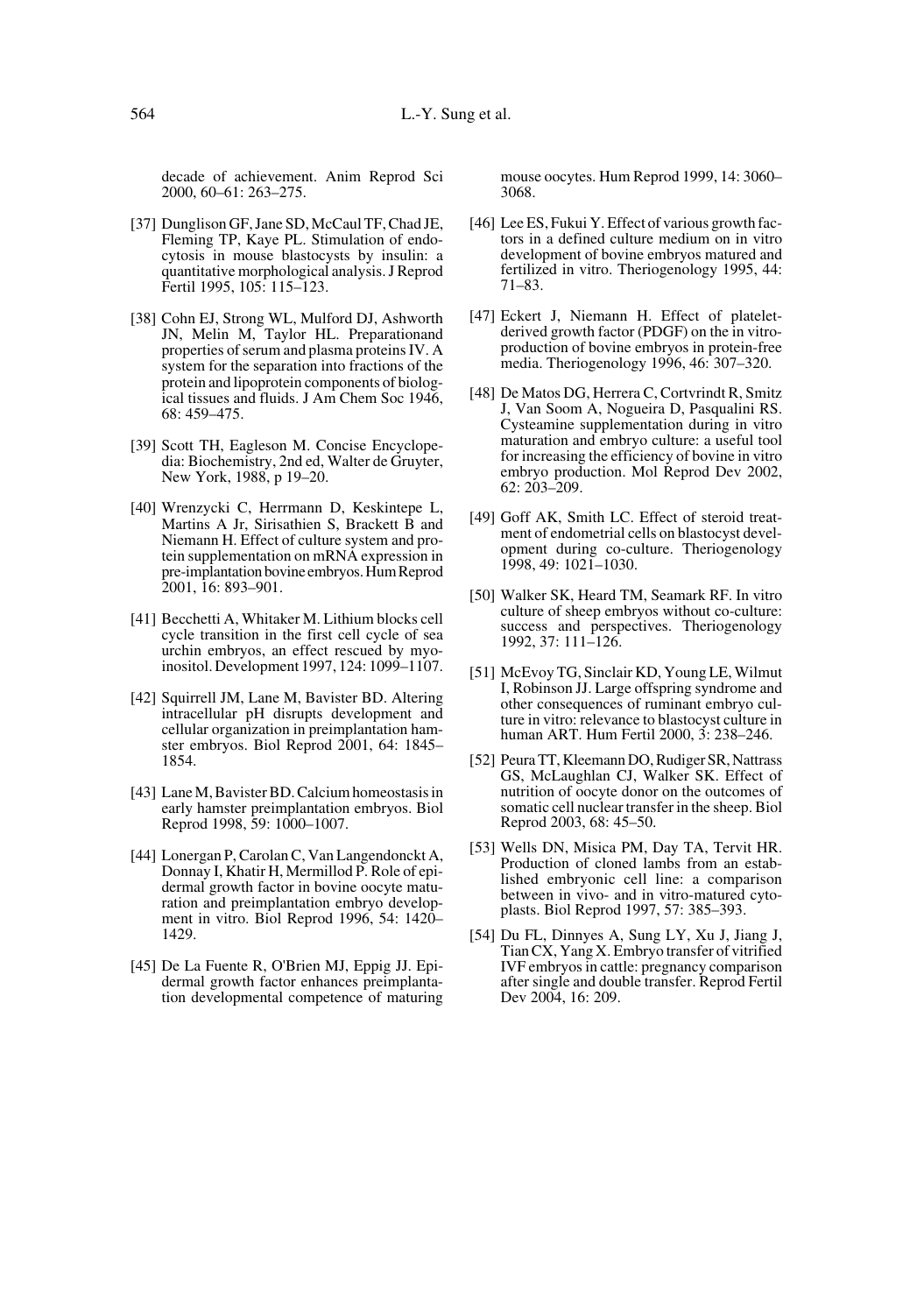decade of achievement. Anim Reprod Sci 2000, 60–61: 263–275.

[37] Dunglison GF, Jane SD, McCaul TF, Chad JE, Fleming TP, Kaye PL. Stimulation of endocytosis in mouse blastocysts by insulin: a quantitative morphological analysis. J Reprod Fertil 1995, 105: 115–123.

[38] Cohn EJ, Strong WL, Mulford DJ, Ashworth JN, Melin M, Taylor HL. Preparationand properties of serum and plasma proteins IV. A system for the separation into fractions of the protein and lipoprotein components of biological tissues and fluids. J Am Chem Soc 1946, 68: 459–475.

[39] Scott TH, Eagleson M. Concise Encyclopedia: Biochemistry, 2nd ed, Walter de Gruyter, New York, 1988, p 19–20.

[40] Wrenzycki C, Herrmann D, Keskintepe L, Martins A Jr, Sirisathien S, Brackett B and Niemann H. Effect of culture system and protein supplementation on mRNA expression in pre-implantation bovine embryos. Hum Reprod 2001, 16: 893–901.

[41] Becchetti A, Whitaker M. Lithium blocks cell cycle transition in the first cell cycle of sea urchin embryos, an effect rescued by myo-inositol. Development 1997, 124: 1099–1107.

[42] Squirrell JM, Lane M, Bavister BD. Altering intracellular pH disrupts development and cellular organization in preimplantation hamster embryos. Biol Reprod 2001, 64: 1845–1854.

[43] Lane M, Bavister BD. Calcium homeostasis in early hamster preimplantation embryos. Biol Reprod 1998, 59: 1000–1007.

[44] Lonergan P, Carolan C, Van Langendonckt A, Donnay I, Khatir H, Mermillod P. Role of epidermal growth factor in bovine oocyte maturation and preimplantation embryo development in vitro. Biol Reprod 1996, 54: 1420–1429.

[45] De La Fuente R, O'Brien MJ, Eppig JJ. Epidermal growth factor enhances preimplantation developmental competence of maturing mouse oocytes. Hum Reprod 1999, 14: 3060–3068.

[46] Lee ES, Fukui Y. Effect of various growth factors in a defined culture medium on in vitro development of bovine embryos matured and fertilized in vitro. Theriogenology 1995, 44: 71–83.

[47] Eckert J, Niemann H. Effect of platelet-derived growth factor (PDGF) on the in vitro-production of bovine embryos in protein-free media. Theriogenology 1996, 46: 307–320.

[48] De Matos DG, Herrera C, Cortvrindt R, Smitz J, Van Soom A, Nogueira D, Pasqualini RS. Cysteamine supplementation during in vitro maturation and embryo culture: a useful tool for increasing the efficiency of bovine in vitro embryo production. Mol Reprod Dev 2002, 62: 203–209.

[49] Goff AK, Smith LC. Effect of steroid treatment of endometrial cells on blastocyst development during co-culture. Theriogenology 1998, 49: 1021–1030.

[50] Walker SK, Heard TM, Seamark RF. In vitro culture of sheep embryos without co-culture: success and perspectives. Theriogenology 1992, 37: 111–126.

[51] McEvoy TG, Sinclair KD, Young LE, Wilmut I, Robinson JJ. Large offspring syndrome and other consequences of ruminant embryo culture in vitro: relevance to blastocyst culture in human ART. Hum Fertil 2000, 3: 238–246.

[52] Peura TT, Kleemann DO, Rudiger SR, Nattrass GS, McLaughlan CJ, Walker SK. Effect of nutrition of oocyte donor on the outcomes of somatic cell nuclear transfer in the sheep. Biol Reprod 2003, 68: 45–50.

[53] Wells DN, Misica PM, Day TA, Tervit HR. Production of cloned lambs from an established embryonic cell line: a comparison between in vivo- and in vitro-matured cytoplasts. Biol Reprod 1997, 57: 385–393.

[54] Du FL, Dinnyes A, Sung LY, Xu J, Jiang J, Tian CX, Yang X. Embryo transfer of vitrified IVF embryos in cattle: pregnancy comparison after single and double transfer. Reprod Fertil Dev 2004, 16: 209.